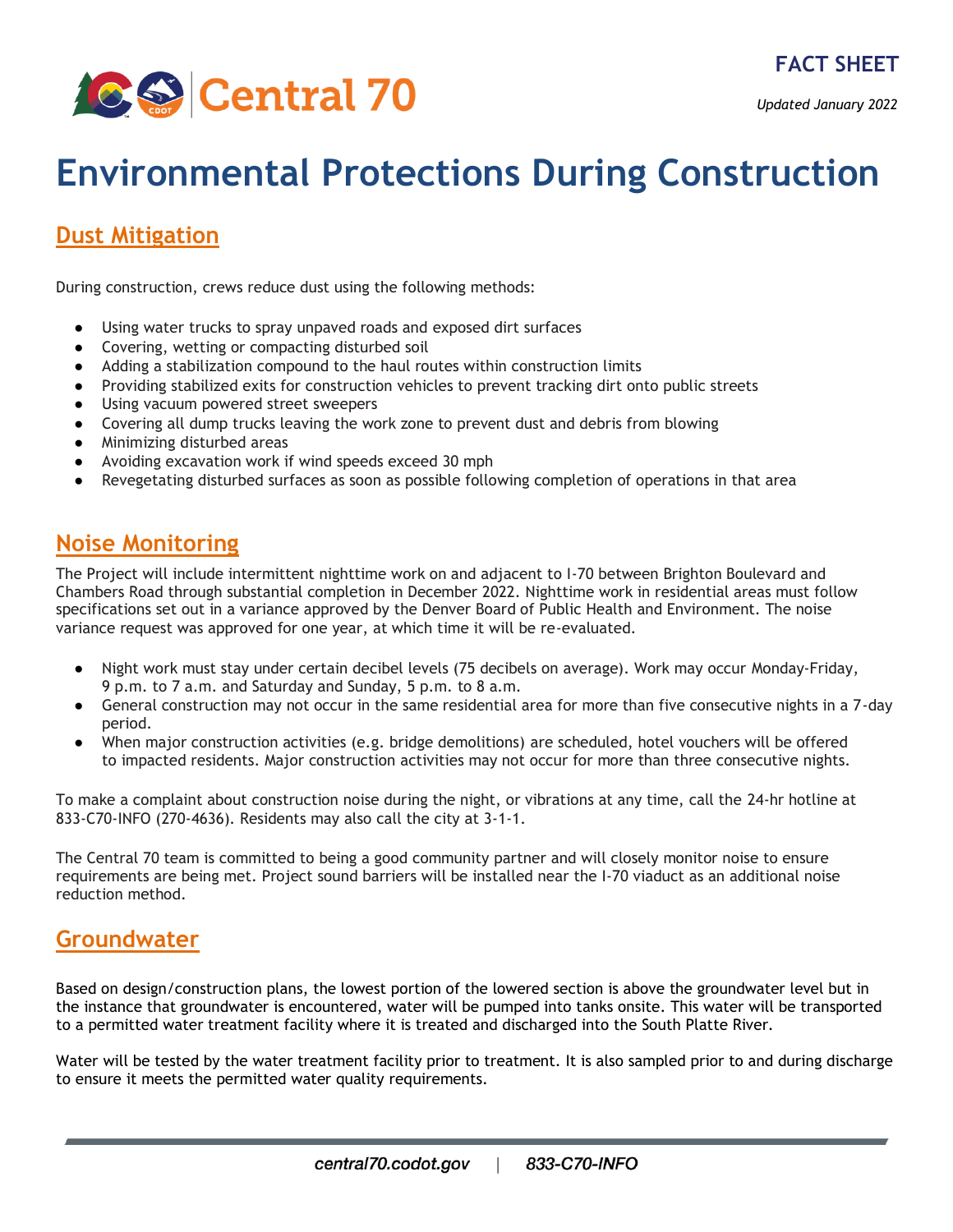Central 70

**FACT SHEET**

*Updated January 2022*

# Environmental Protections During Construction

## Dust Mitigation

During construction, crews reduce dust using the following methods:

- Using water trucks to spray unpaved roads and exposed dirt surfaces
- Covering, wetting or compacting disturbed soil
- Adding a stabilization compound to the haul routes within construction limits
- Providing stabilized exits for construction vehicles to prevent tracking dirt onto public streets
- Using vacuum powered street sweepers
- Covering all dump trucks leaving the work zone to prevent dust and debris from blowing
- Minimizing disturbed areas
- Avoiding excavation work if wind speeds exceed 30 mph
- Revegetating disturbed surfaces as soon as possible following completion of operations in that area

## Noise Monitoring

The Project will include intermittent nighttime work on and adjacent to I-70 between Brighton Boulevard and Chambers Road through substantial completion in December 2022. Nighttime work in residential areas must follow specifications set out in a variance approved by the Denver Board of Public Health and Environment. The noise variance request was approved for one year, at which time it will be re-evaluated.

- Night work must stay under certain decibel levels (75 decibels on average). Work may occur Monday-Friday, 9 p.m. to 7 a.m. and Saturday and Sunday, 5 p.m. to 8 a.m.
- General construction may not occur in the same residential area for more than five consecutive nights in a 7-day period.
- When major construction activities (e.g. bridge demolitions) are scheduled, hotel vouchers will be offered to impacted residents. Major construction activities may not occur for more than three consecutive nights.

To make a complaint about construction noise during the night, or vibrations at any time, call the 24-hr hotline at 833-C70-INFO (270-4636). Residents may also call the city at 3-1-1.

The Central 70 team is committed to being a good community partner and will closely monitor noise to ensure requirements are being met. Project sound barriers will be installed near the I-70 viaduct as an additional noise reduction method.

## Groundwater

Based on design/construction plans, the lowest portion of the lowered section is above the groundwater level but in the instance that groundwater is encountered, water will be pumped into tanks onsite. This water will be transported to a permitted water treatment facility where it is treated and discharged into the South Platte River.

Water will be tested by the water treatment facility prior to treatment. It is also sampled prior to and during discharge to ensure it meets the permitted water quality requirements.

*central70.codot.gov* | *833-C70-INFO*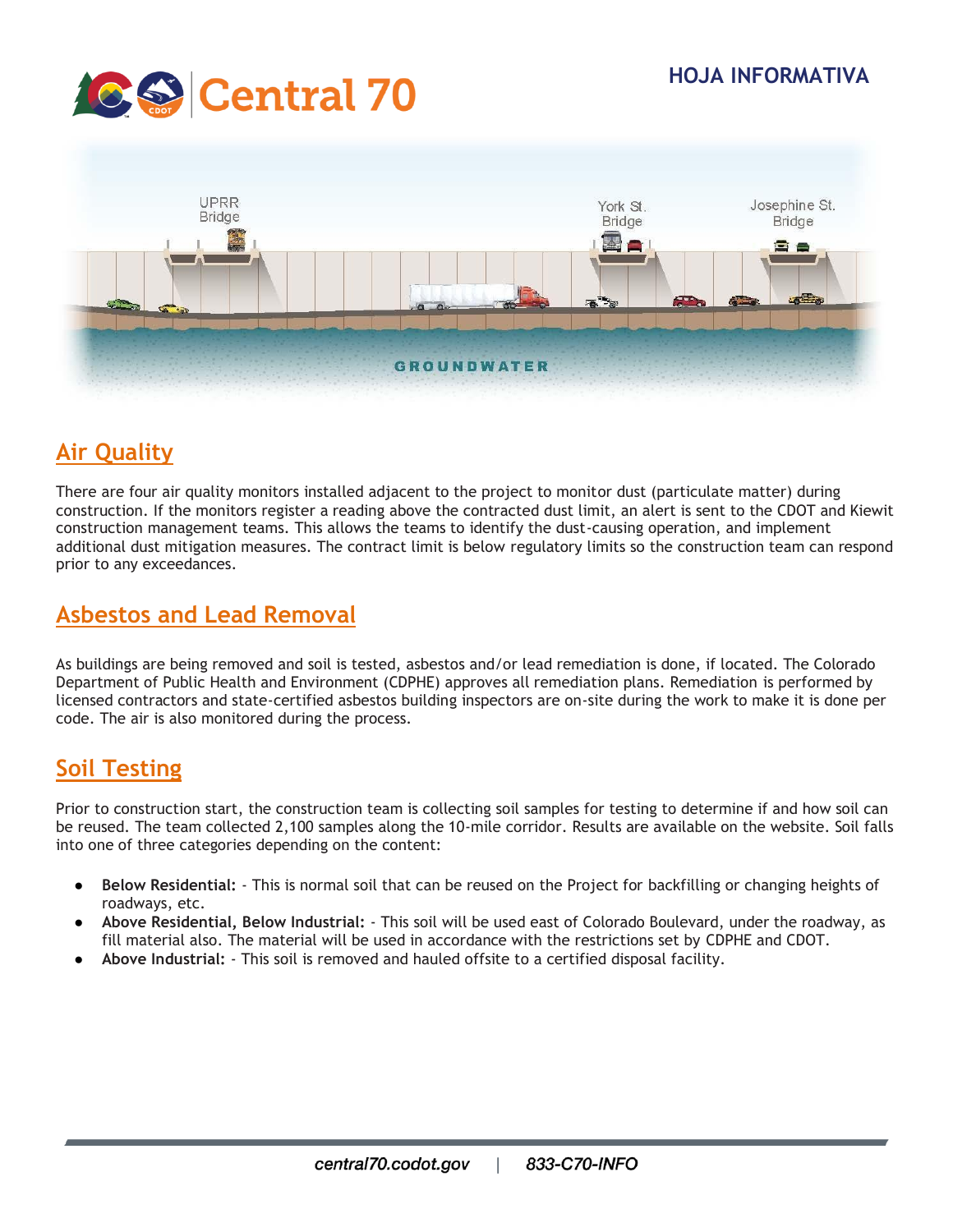## Air Quality

There are four air quality monitors installed adjacent to the project to monitor dust (particulate matter) during construction. If the monitors register a reading above the contracted dust limit, an alert is sent to the CDOT and Kiewit construction management teams. This allows the teams to identify the dust-causing operation, and implement additional dust mitigation measures. The contract limit is below regulatory limits so the construction team can respond prior to any exceedances.

## Asbestos and Lead Removal

As buildings are being removed and soil is tested, asbestos and/or lead remediation is done, if located. The Colorado Department of Public Health and Environment (CDPHE) approves all remediation plans. Remediation is performed by licensed contractors and state-certified asbestos building inspectors are on-site during the work to make it is done per code. The air is also monitored during the process.

## Soil Testing

Prior to construction start, the construction team is collecting soil samples for testing to determine if and how soil can be reused. The team collected 2,100 samples along the 10-mile corridor. Results are available on the website. Soil falls into one of three categories depending on the content:

- **Below Residential:** - This is normal soil that can be reused on the Project for backfilling or changing heights of roadways, etc.
- **Above Residential, Below Industrial:** - This soil will be used east of Colorado Boulevard, under the roadway, as fill material also. The material will be used in accordance with the restrictions set by CDPHE and CDOT.
- **Above Industrial:** - This soil is removed and hauled offsite to a certified disposal facility.